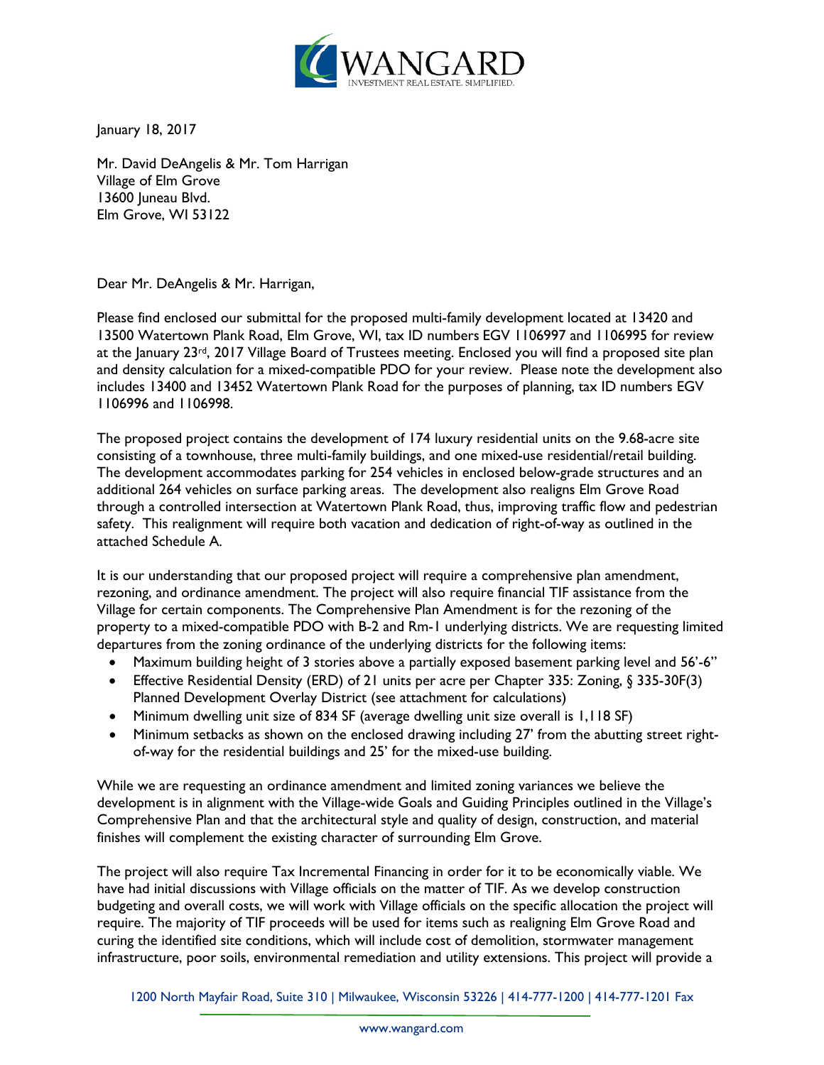January 18, 2017

Mr. David DeAngelis & Mr. Tom Harrigan
Village of Elm Grove
13600 Juneau Blvd.
Elm Grove, WI 53122

Dear Mr. DeAngelis & Mr. Harrigan,

Please find enclosed our submittal for the proposed multi-family development located at 13420 and 13500 Watertown Plank Road, Elm Grove, WI, tax ID numbers EGV 1106997 and 1106995 for review at the January 23rd, 2017 Village Board of Trustees meeting. Enclosed you will find a proposed site plan and density calculation for a mixed-compatible PDO for your review. Please note the development also includes 13400 and 13452 Watertown Plank Road for the purposes of planning, tax ID numbers EGV 1106996 and 1106998.

The proposed project contains the development of 174 luxury residential units on the 9.68-acre site consisting of a townhouse, three multi-family buildings, and one mixed-use residential/retail building. The development accommodates parking for 254 vehicles in enclosed below-grade structures and an additional 264 vehicles on surface parking areas. The development also realigns Elm Grove Road through a controlled intersection at Watertown Plank Road, thus, improving traffic flow and pedestrian safety. This realignment will require both vacation and dedication of right-of-way as outlined in the attached Schedule A.

It is our understanding that our proposed project will require a comprehensive plan amendment, rezoning, and ordinance amendment. The project will also require financial TIF assistance from the Village for certain components. The Comprehensive Plan Amendment is for the rezoning of the property to a mixed-compatible PDO with B-2 and Rm-1 underlying districts. We are requesting limited departures from the zoning ordinance of the underlying districts for the following items:

- Maximum building height of 3 stories above a partially exposed basement parking level and 56'-6"
- Effective Residential Density (ERD) of 21 units per acre per Chapter 335: Zoning, § 335-30F(3) Planned Development Overlay District (see attachment for calculations)
- Minimum dwelling unit size of 834 SF (average dwelling unit size overall is 1,118 SF)
- Minimum setbacks as shown on the enclosed drawing including 27' from the abutting street right-of-way for the residential buildings and 25' for the mixed-use building.

While we are requesting an ordinance amendment and limited zoning variances we believe the development is in alignment with the Village-wide Goals and Guiding Principles outlined in the Village's Comprehensive Plan and that the architectural style and quality of design, construction, and material finishes will complement the existing character of surrounding Elm Grove.

The project will also require Tax Incremental Financing in order for it to be economically viable. We have had initial discussions with Village officials on the matter of TIF. As we develop construction budgeting and overall costs, we will work with Village officials on the specific allocation the project will require. The majority of TIF proceeds will be used for items such as realigning Elm Grove Road and curing the identified site conditions, which will include cost of demolition, stormwater management infrastructure, poor soils, environmental remediation and utility extensions. This project will provide a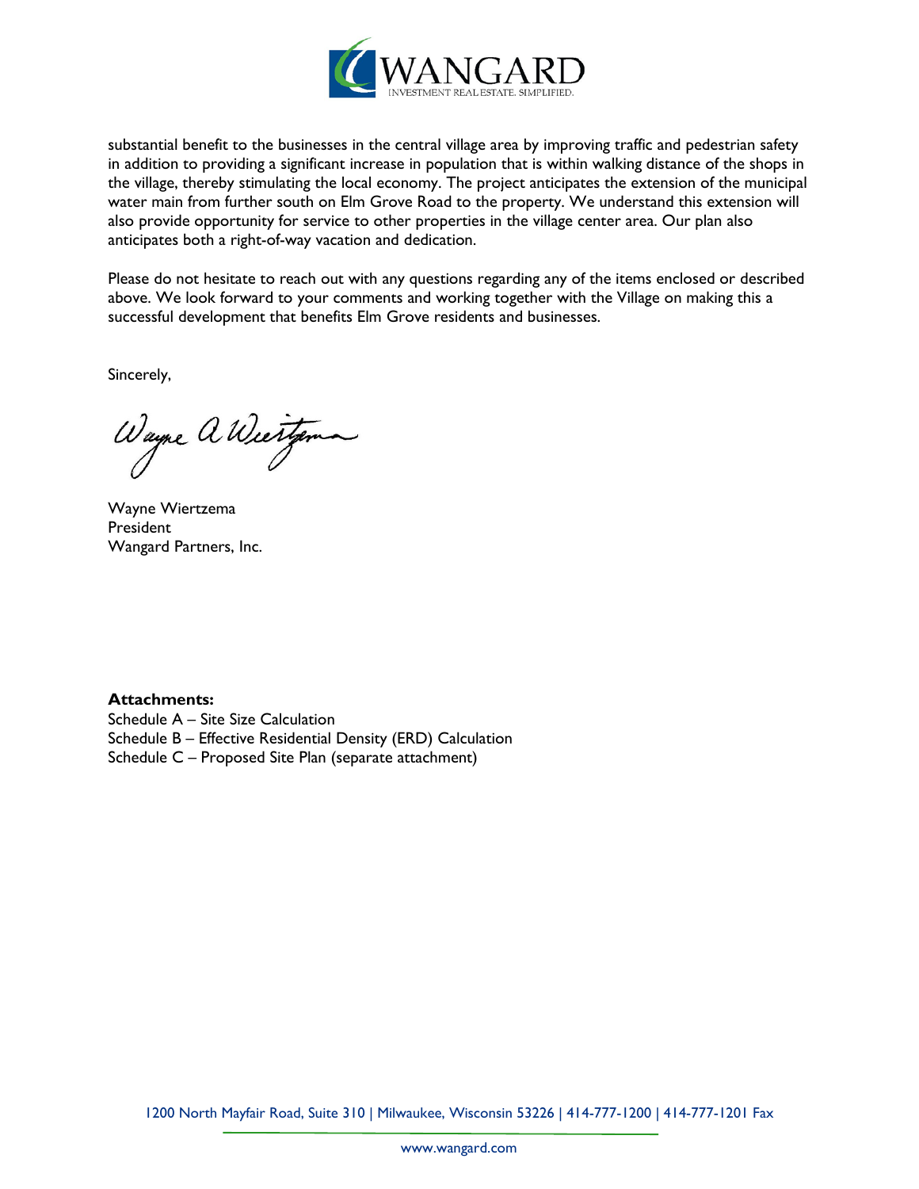substantial benefit to the businesses in the central village area by improving traffic and pedestrian safety in addition to providing a significant increase in population that is within walking distance of the shops in the village, thereby stimulating the local economy. The project anticipates the extension of the municipal water main from further south on Elm Grove Road to the property. We understand this extension will also provide opportunity for service to other properties in the village center area. Our plan also anticipates both a right-of-way vacation and dedication.

Please do not hesitate to reach out with any questions regarding any of the items enclosed or described above. We look forward to your comments and working together with the Village on making this a successful development that benefits Elm Grove residents and businesses.

Sincerely,

Wayne A Wiertzema

Wayne Wiertzema
President
Wangard Partners, Inc.

**Attachments:**
Schedule A – Site Size Calculation
Schedule B – Effective Residential Density (ERD) Calculation
Schedule C – Proposed Site Plan (separate attachment)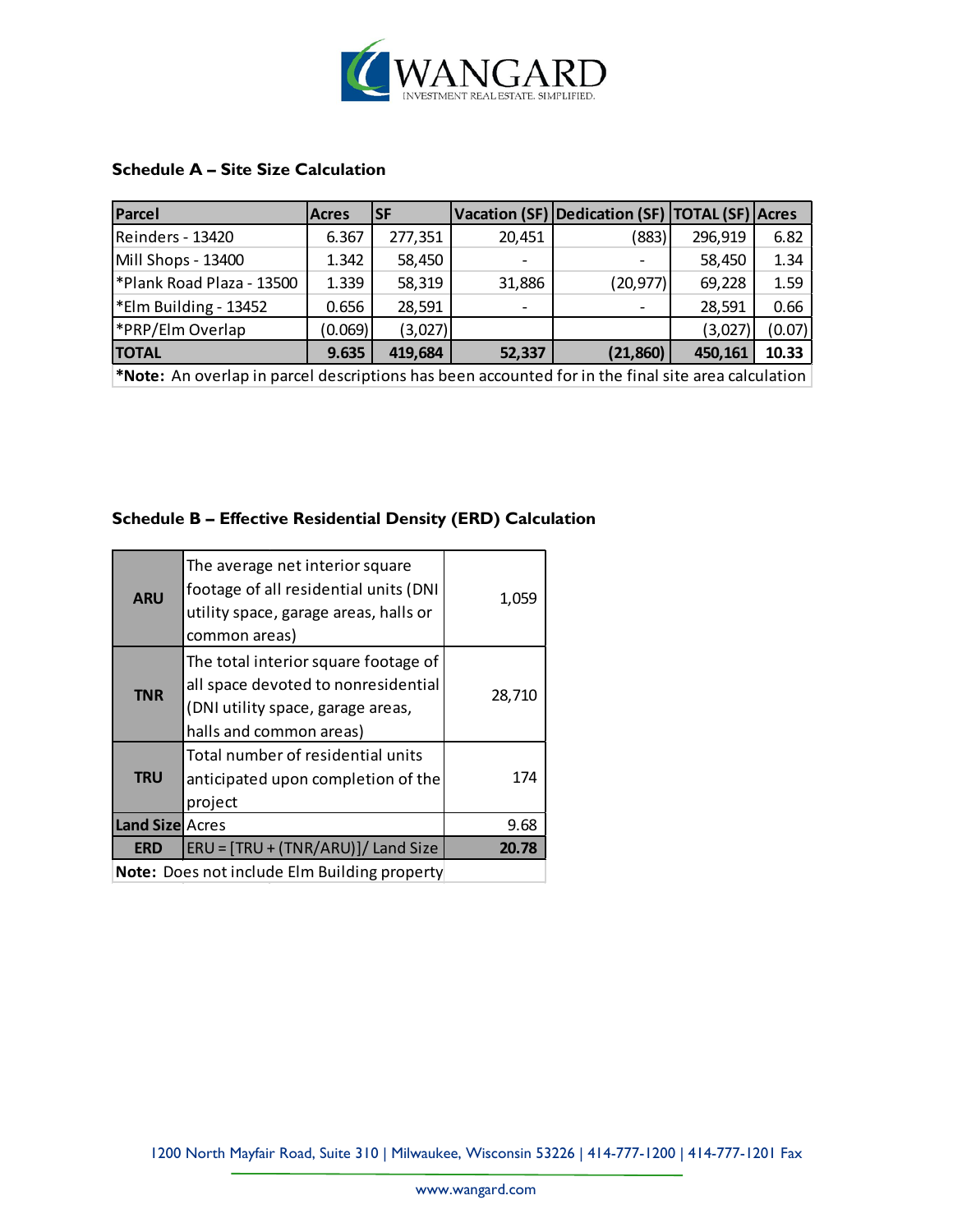### Schedule A – Site Size Calculation

| Parcel | Acres | SF | Vacation (SF) | Dedication (SF) | TOTAL (SF) | Acres |
|---|---|---|---|---|---|---|
| Reinders - 13420 | 6.367 | 277,351 | 20,451 | (883) | 296,919 | 6.82 |
| Mill Shops - 13400 | 1.342 | 58,450 | - | - | 58,450 | 1.34 |
| *Plank Road Plaza - 13500 | 1.339 | 58,319 | 31,886 | (20,977) | 69,228 | 1.59 |
| *Elm Building - 13452 | 0.656 | 28,591 | - | - | 28,591 | 0.66 |
| *PRP/Elm Overlap | (0.069) | (3,027) | | | (3,027) | (0.07) |
| **TOTAL** | **9.635** | **419,684** | **52,337** | **(21,860)** | **450,161** | **10.33** |

***Note:** An overlap in parcel descriptions has been accounted for in the final site area calculation

### Schedule B – Effective Residential Density (ERD) Calculation

| | | |
|---|---|---|
| **ARU** | The average net interior square footage of all residential units (DNI utility space, garage areas, halls or common areas) | 1,059 |
| **TNR** | The total interior square footage of all space devoted to nonresidential (DNI utility space, garage areas, halls and common areas) | 28,710 |
| **TRU** | Total number of residential units anticipated upon completion of the project | 174 |
| **Land Size** | Acres | 9.68 |
| **ERD** | ERU = [TRU + (TNR/ARU)]/ Land Size | **20.78** |

**Note:** Does not include Elm Building property